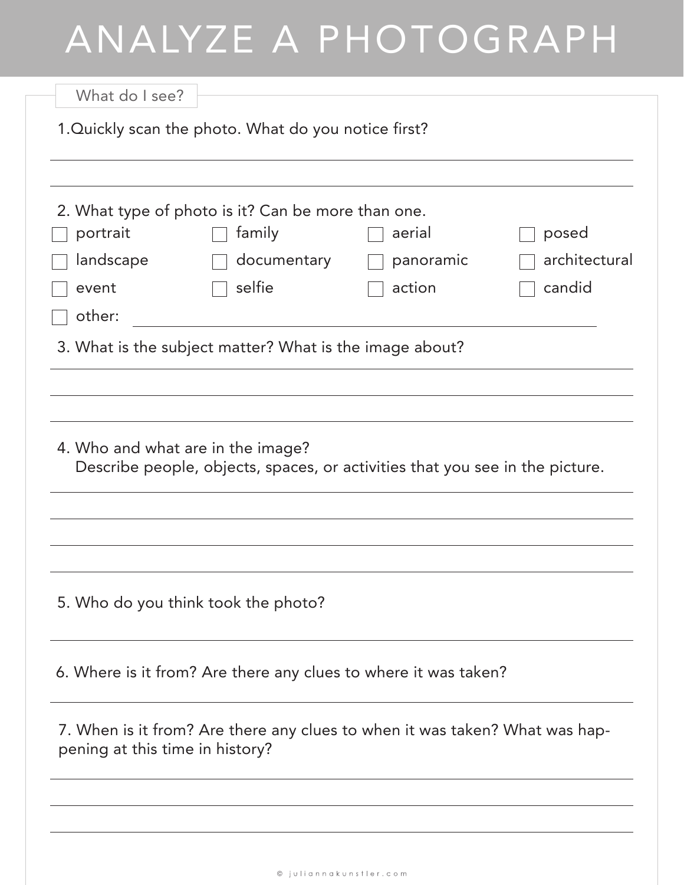# ANALYZE A PHOTOGRAPH

## What do I see?

1. Quickly scan the photo. What do you notice first?

2. What type of photo is it? Can be more than one.

- [ ] portrait
- [ ] family
- [ ] aerial
- [ ] posed
- [ ] landscape
- [ ] documentary
- [ ] panoramic
- [ ] architectural
- [ ] event
- [ ] selfie
- [ ] action
- [ ] candid
- [ ] other:

3. What is the subject matter? What is the image about?

4. Who and what are in the image?
   Describe people, objects, spaces, or activities that you see in the picture.

5. Who do you think took the photo?

6. Where is it from? Are there any clues to where it was taken?

7. When is it from? Are there any clues to when it was taken? What was happening at this time in history?

© juliannakunstler.com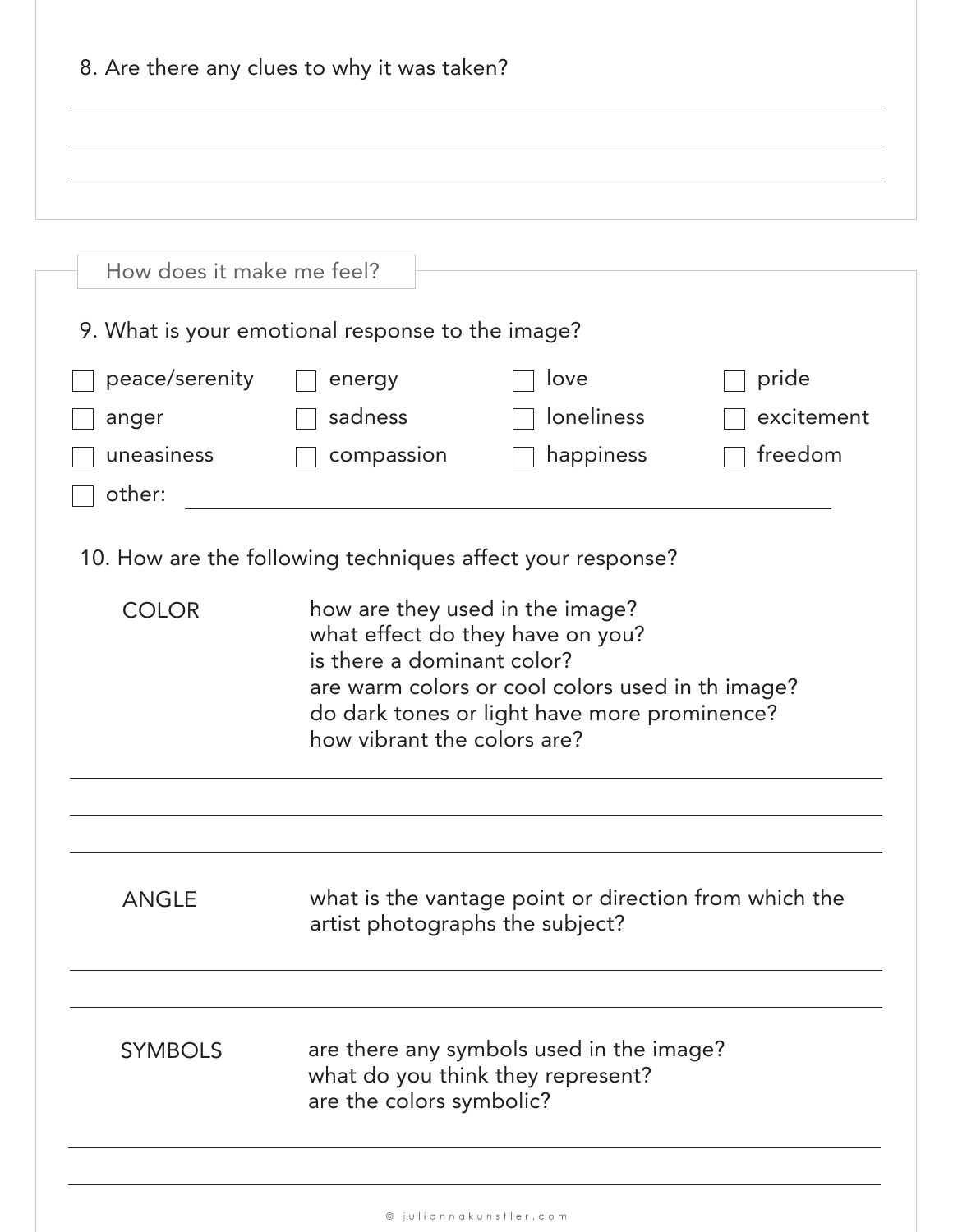8. Are there any clues to why it was taken?

______________________________________________

______________________________________________

______________________________________________

## How does it make me feel?

9. What is your emotional response to the image?

- [ ] peace/serenity
- [ ] energy
- [ ] love
- [ ] pride
- [ ] anger
- [ ] sadness
- [ ] loneliness
- [ ] excitement
- [ ] uneasiness
- [ ] compassion
- [ ] happiness
- [ ] freedom
- [ ] other: ______________________________________________

10. How are the following techniques affect your response?

**COLOR**

how are they used in the image?
what effect do they have on you?
is there a dominant color?
are warm colors or cool colors used in th image?
do dark tones or light have more prominence?
how vibrant the colors are?

______________________________________________

______________________________________________

______________________________________________

**ANGLE**

what is the vantage point or direction from which the artist photographs the subject?

______________________________________________

______________________________________________

**SYMBOLS**

are there any symbols used in the image?
what do you think they represent?
are the colors symbolic?

______________________________________________

______________________________________________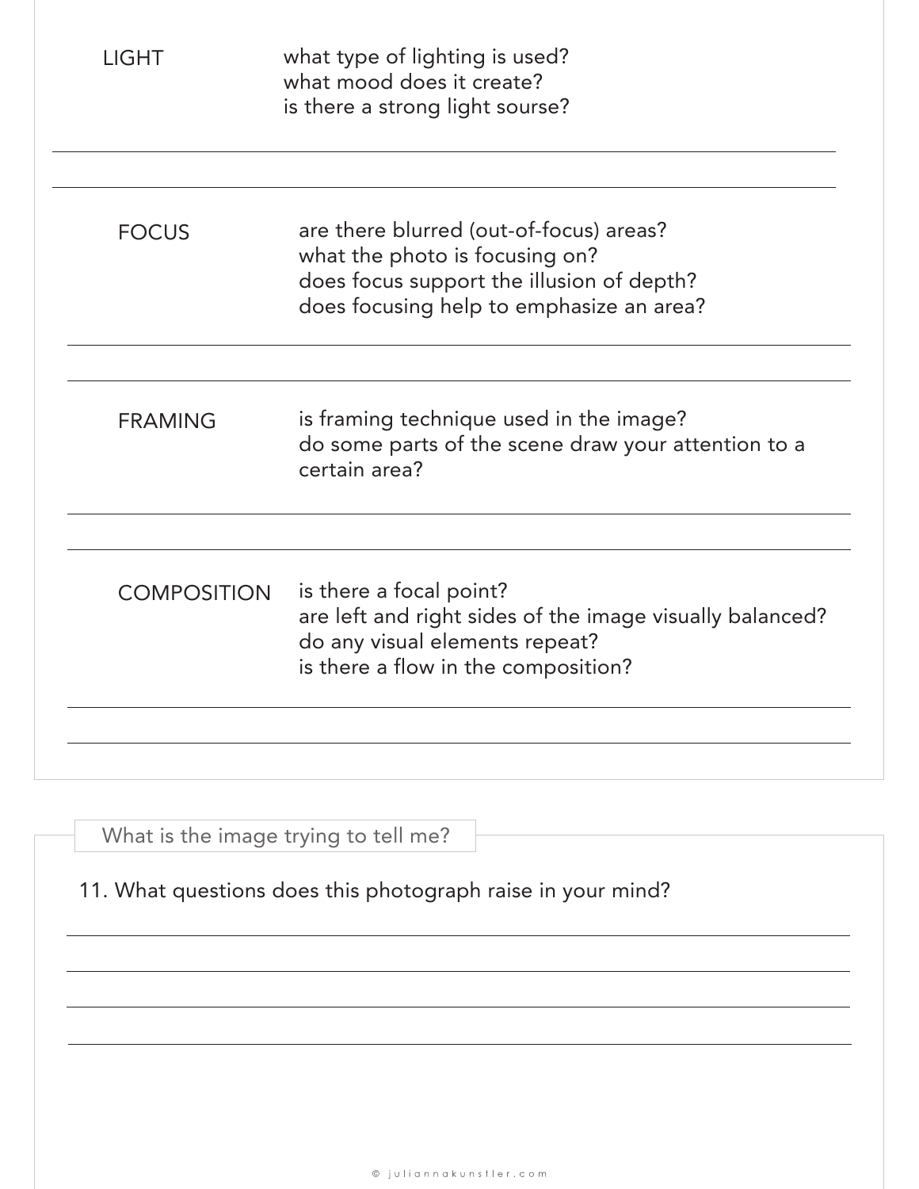LIGHT

what type of lighting is used?
what mood does it create?
is there a strong light sourse?

---

---

FOCUS

are there blurred (out-of-focus) areas?
what the photo is focusing on?
does focus support the illusion of depth?
does focusing help to emphasize an area?

---

---

FRAMING

is framing technique used in the image?
do some parts of the scene draw your attention to a certain area?

---

---

COMPOSITION

is there a focal point?
are left and right sides of the image visually balanced?
do any visual elements repeat?
is there a flow in the composition?

---

---

## What is the image trying to tell me?

11. What questions does this photograph raise in your mind?

---

---

---

---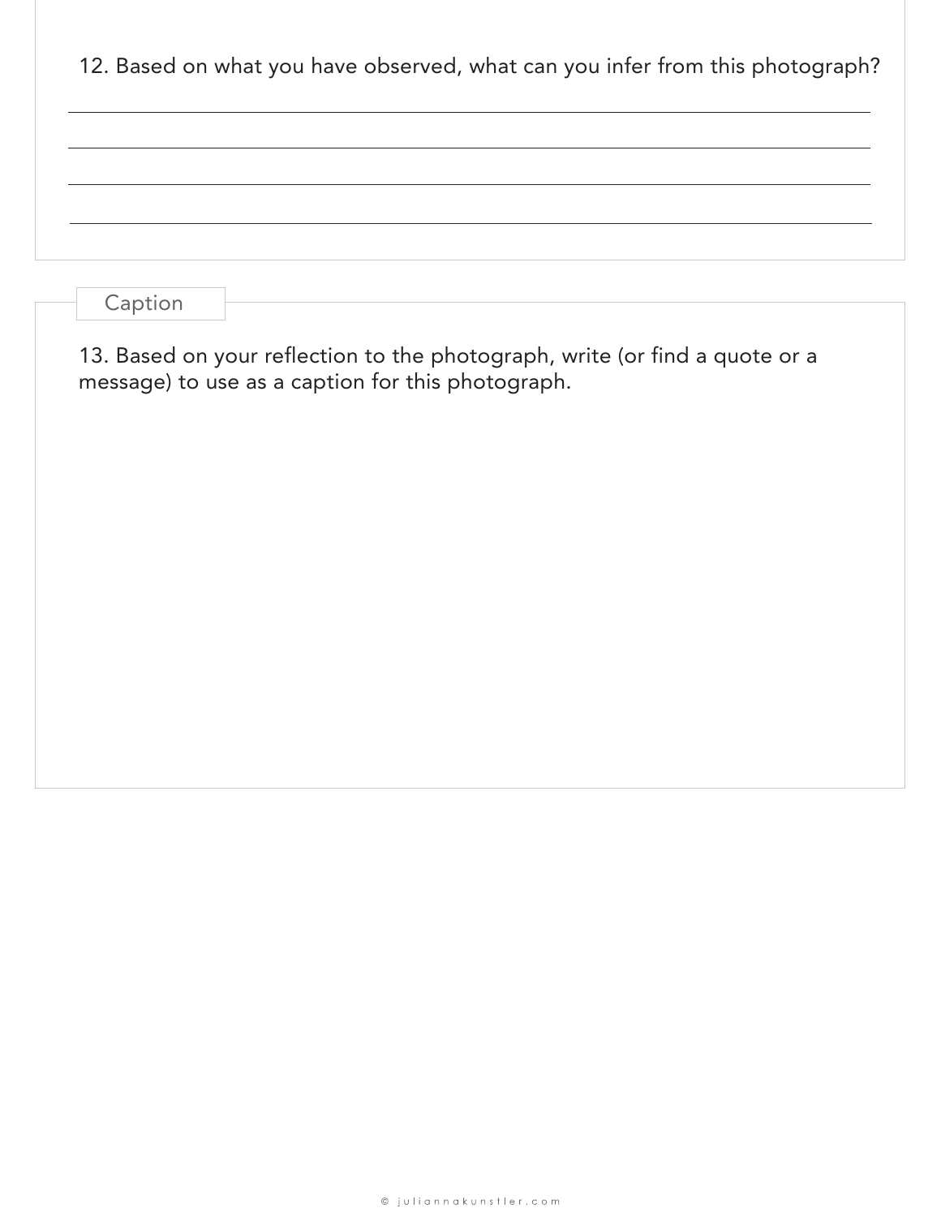12. Based on what you have observed, what can you infer from this photograph?

## Caption

13. Based on your reflection to the photograph, write (or find a quote or a message) to use as a caption for this photograph.